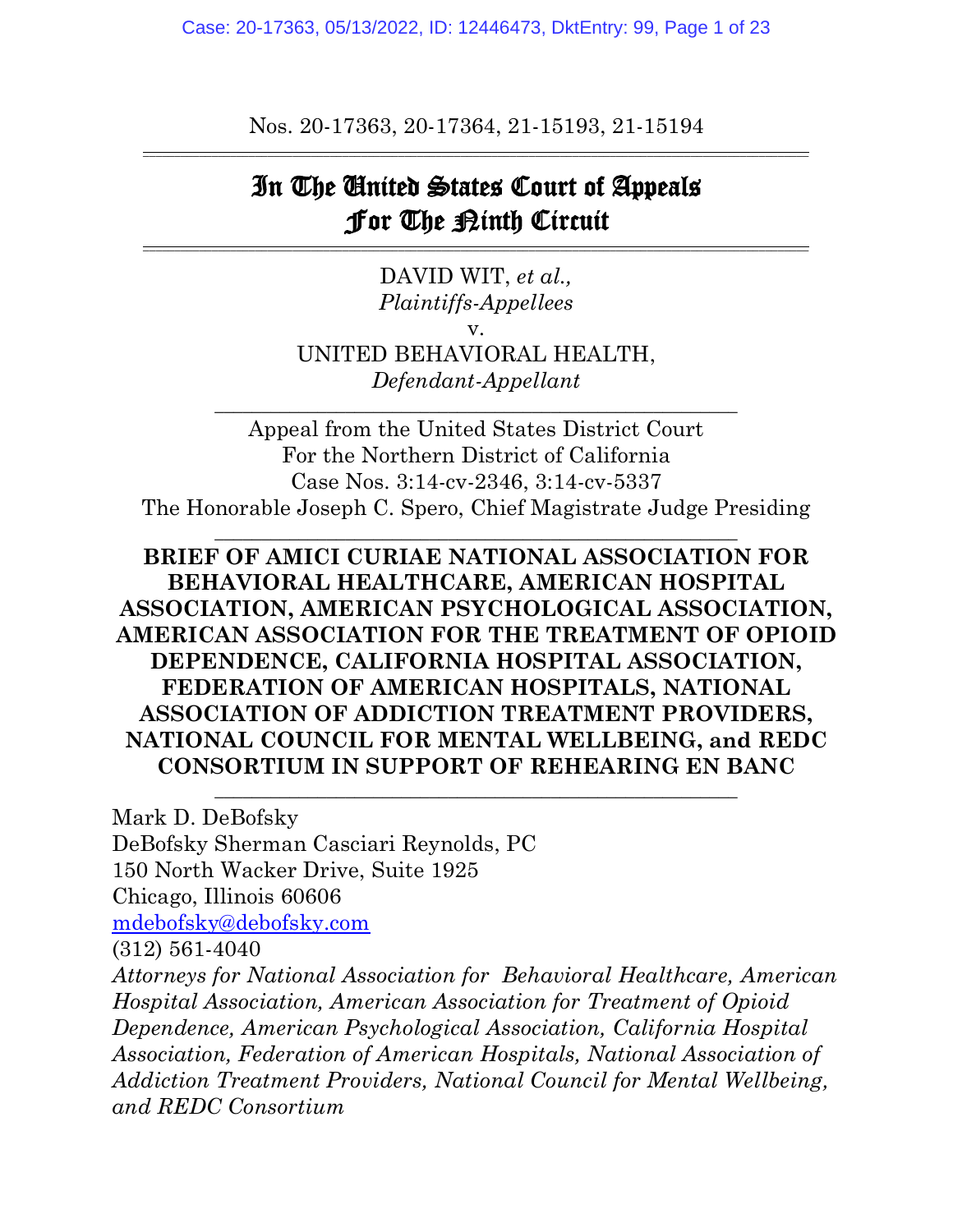Nos. 20-17363, 20-17364, 21-15193, 21-15194

# In The United States Court of Appeals For The Ninth Circuit

DAVID WIT, *et al.*,
*Plaintiffs-Appellees*

v.

UNITED BEHAVIORAL HEALTH,
*Defendant-Appellant*

---

Appeal from the United States District Court
For the Northern District of California
Case Nos. 3:14-cv-2346, 3:14-cv-5337
The Honorable Joseph C. Spero, Chief Magistrate Judge Presiding

---

**BRIEF OF AMICI CURIAE NATIONAL ASSOCIATION FOR BEHAVIORAL HEALTHCARE, AMERICAN HOSPITAL ASSOCIATION, AMERICAN PSYCHOLOGICAL ASSOCIATION, AMERICAN ASSOCIATION FOR THE TREATMENT OF OPIOID DEPENDENCE, CALIFORNIA HOSPITAL ASSOCIATION, FEDERATION OF AMERICAN HOSPITALS, NATIONAL ASSOCIATION OF ADDICTION TREATMENT PROVIDERS, NATIONAL COUNCIL FOR MENTAL WELLBEING, and REDC CONSORTIUM IN SUPPORT OF REHEARING EN BANC**

---

Mark D. DeBofsky
DeBofsky Sherman Casciari Reynolds, PC
150 North Wacker Drive, Suite 1925
Chicago, Illinois 60606
mdebofsky@debofsky.com
(312) 561-4040
*Attorneys for National Association for Behavioral Healthcare, American Hospital Association, American Association for Treatment of Opioid Dependence, American Psychological Association, California Hospital Association, Federation of American Hospitals, National Association of Addiction Treatment Providers, National Council for Mental Wellbeing, and REDC Consortium*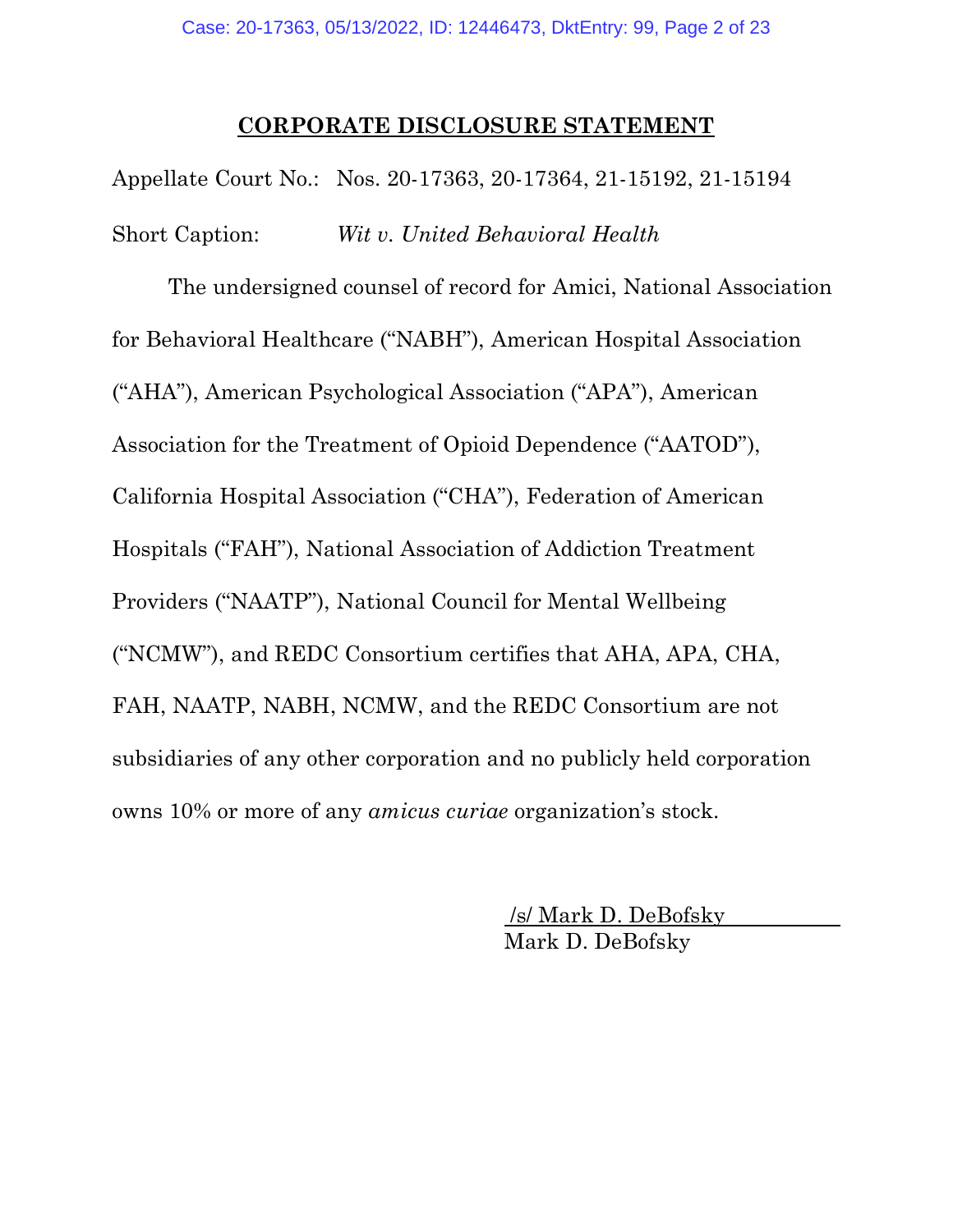## **CORPORATE DISCLOSURE STATEMENT**

Appellate Court No.: Nos. 20-17363, 20-17364, 21-15192, 21-15194

Short Caption: *Wit v. United Behavioral Health*

The undersigned counsel of record for Amici, National Association for Behavioral Healthcare ("NABH"), American Hospital Association ("AHA"), American Psychological Association ("APA"), American Association for the Treatment of Opioid Dependence ("AATOD"), California Hospital Association ("CHA"), Federation of American Hospitals ("FAH"), National Association of Addiction Treatment Providers ("NAATP"), National Council for Mental Wellbeing ("NCMW"), and REDC Consortium certifies that AHA, APA, CHA, FAH, NAATP, NABH, NCMW, and the REDC Consortium are not subsidiaries of any other corporation and no publicly held corporation owns 10% or more of any *amicus curiae* organization's stock.

/s/ Mark D. DeBofsky
Mark D. DeBofsky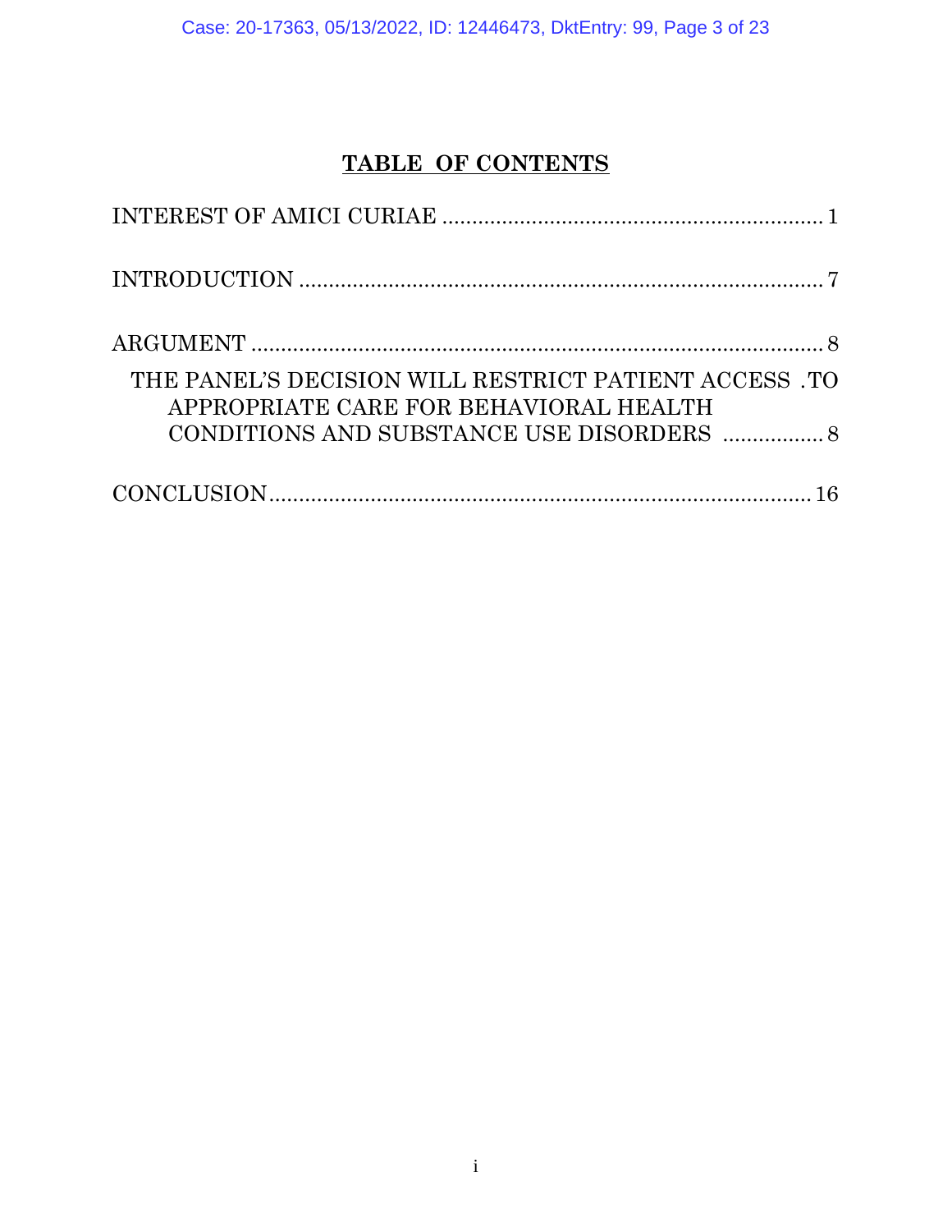# TABLE OF CONTENTS

INTEREST OF AMICI CURIAE ................................................................ 1

INTRODUCTION ........................................................................................ 7

ARGUMENT ................................................................................................ 8

THE PANEL'S DECISION WILL RESTRICT PATIENT ACCESS .TO APPROPRIATE CARE FOR BEHAVIORAL HEALTH CONDITIONS AND SUBSTANCE USE DISORDERS ................. 8

CONCLUSION ........................................................................................... 16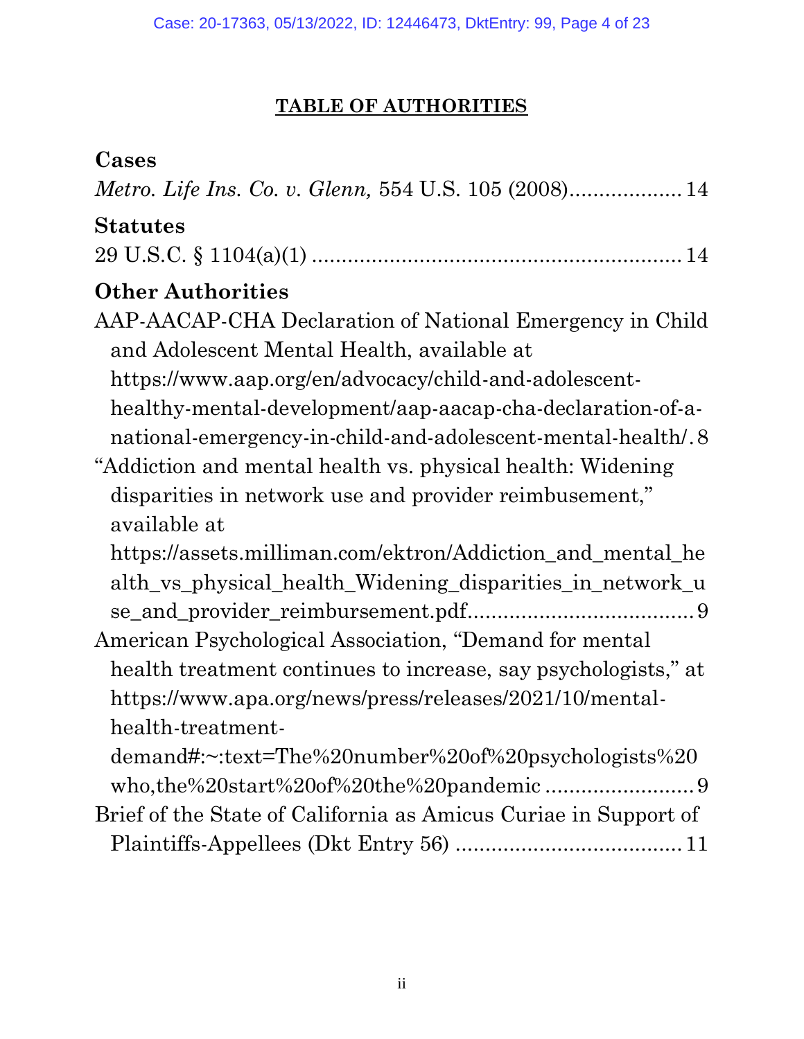## TABLE OF AUTHORITIES

### Cases

*Metro. Life Ins. Co. v. Glenn,* 554 U.S. 105 (2008).................. 14

### Statutes

29 U.S.C. § 1104(a)(1) .............................................................. 14

### Other Authorities

AAP-AACAP-CHA Declaration of National Emergency in Child and Adolescent Mental Health, available at https://www.aap.org/en/advocacy/child-and-adolescent-healthy-mental-development/aap-aacap-cha-declaration-of-a-national-emergency-in-child-and-adolescent-mental-health/. 8

"Addiction and mental health vs. physical health: Widening disparities in network use and provider reimbusement," available at https://assets.milliman.com/ektron/Addiction_and_mental_health_vs_physical_health_Widening_disparities_in_network_use_and_provider_reimbursement.pdf..................................... 9

American Psychological Association, "Demand for mental health treatment continues to increase, say psychologists," at https://www.apa.org/news/press/releases/2021/10/mental-health-treatment-demand#:~:text=The%20number%20of%20psychologists%20who,the%20start%20of%20the%20pandemic ......................... 9

Brief of the State of California as Amicus Curiae in Support of Plaintiffs-Appellees (Dkt Entry 56) ..................................... 11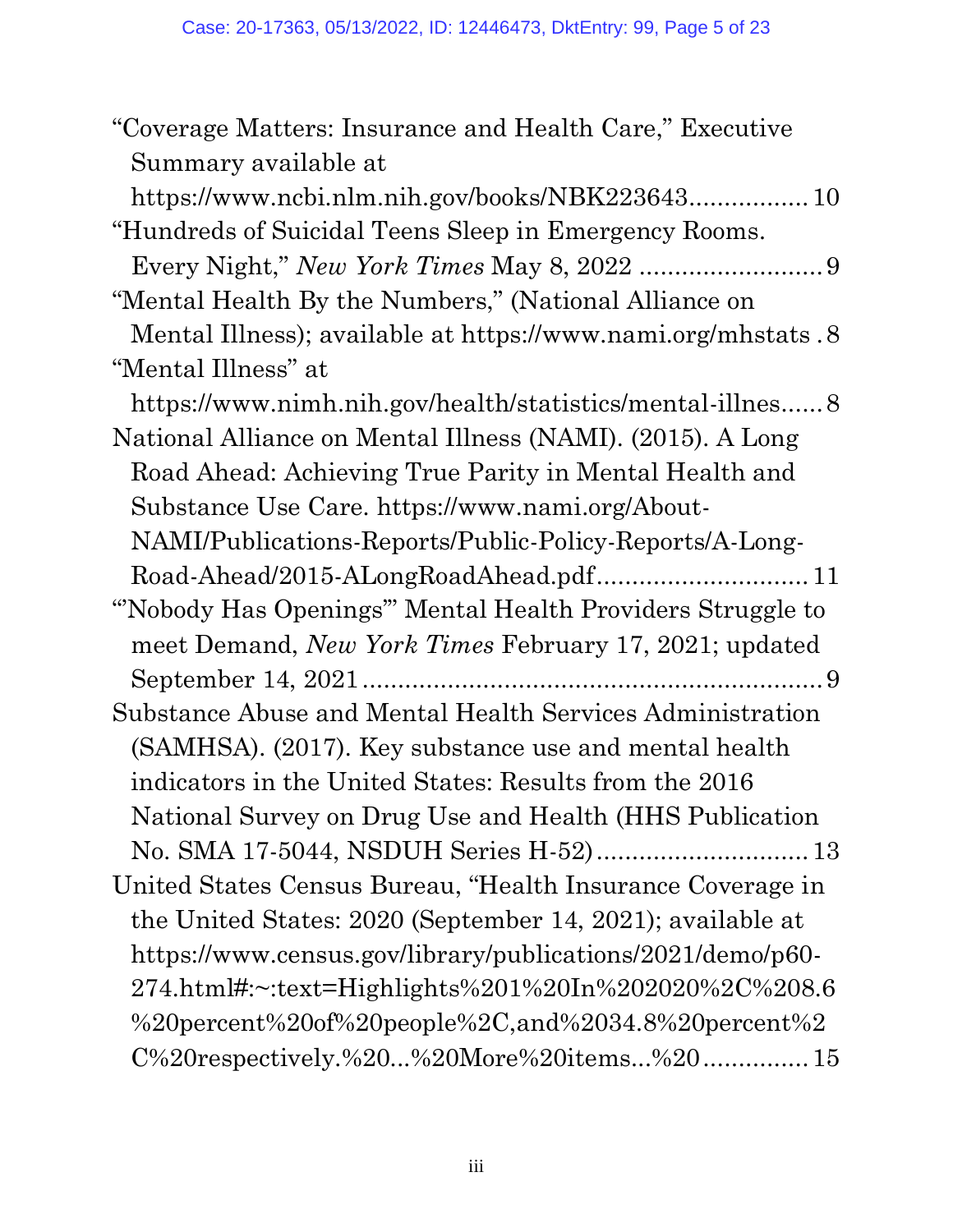"Coverage Matters: Insurance and Health Care," Executive Summary available at https://www.ncbi.nlm.nih.gov/books/NBK223643................. 10

"Hundreds of Suicidal Teens Sleep in Emergency Rooms. Every Night," *New York Times* May 8, 2022 .......................... 9

"Mental Health By the Numbers," (National Alliance on Mental Illness); available at https://www.nami.org/mhstats . 8

"Mental Illness" at https://www.nimh.nih.gov/health/statistics/mental-illnes...... 8

National Alliance on Mental Illness (NAMI). (2015). A Long Road Ahead: Achieving True Parity in Mental Health and Substance Use Care. https://www.nami.org/About-NAMI/Publications-Reports/Public-Policy-Reports/A-Long-Road-Ahead/2015-ALongRoadAhead.pdf............................. 11

"'Nobody Has Openings'" Mental Health Providers Struggle to meet Demand, *New York Times* February 17, 2021; updated September 14, 2021................................................................ 9

Substance Abuse and Mental Health Services Administration (SAMHSA). (2017). Key substance use and mental health indicators in the United States: Results from the 2016 National Survey on Drug Use and Health (HHS Publication No. SMA 17-5044, NSDUH Series H-52)............................. 13

United States Census Bureau, "Health Insurance Coverage in the United States: 2020 (September 14, 2021); available at https://www.census.gov/library/publications/2021/demo/p60-274.html#:~:text=Highlights%201%20In%202020%2C%208.6%20percent%20of%20people%2C,and%2034.8%20percent%2C%20respectively.%20...%20More%20items...%20.............. 15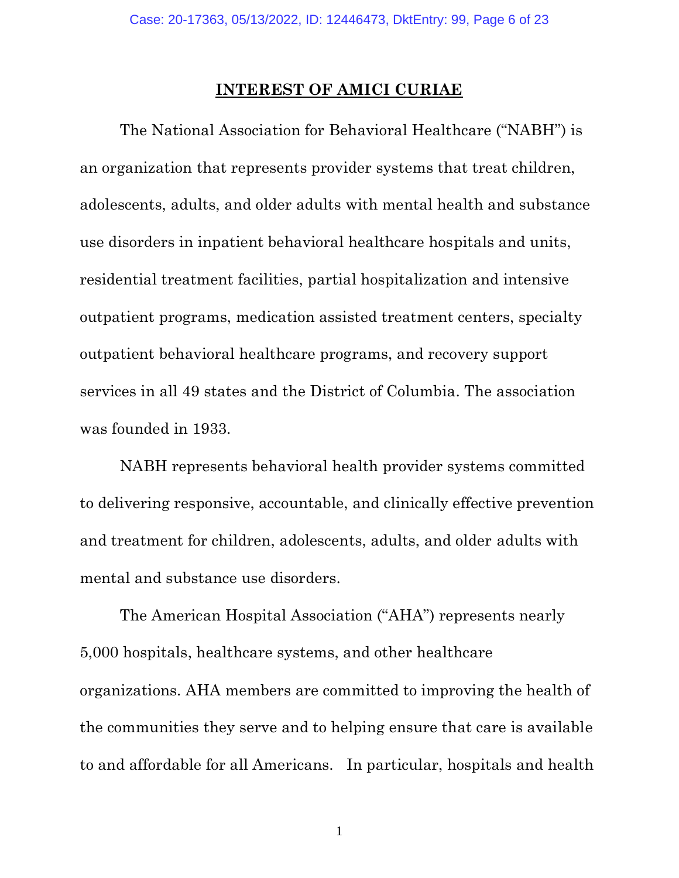## INTEREST OF AMICI CURIAE

The National Association for Behavioral Healthcare ("NABH") is an organization that represents provider systems that treat children, adolescents, adults, and older adults with mental health and substance use disorders in inpatient behavioral healthcare hospitals and units, residential treatment facilities, partial hospitalization and intensive outpatient programs, medication assisted treatment centers, specialty outpatient behavioral healthcare programs, and recovery support services in all 49 states and the District of Columbia. The association was founded in 1933.

NABH represents behavioral health provider systems committed to delivering responsive, accountable, and clinically effective prevention and treatment for children, adolescents, adults, and older adults with mental and substance use disorders.

The American Hospital Association ("AHA") represents nearly 5,000 hospitals, healthcare systems, and other healthcare organizations. AHA members are committed to improving the health of the communities they serve and to helping ensure that care is available to and affordable for all Americans. In particular, hospitals and health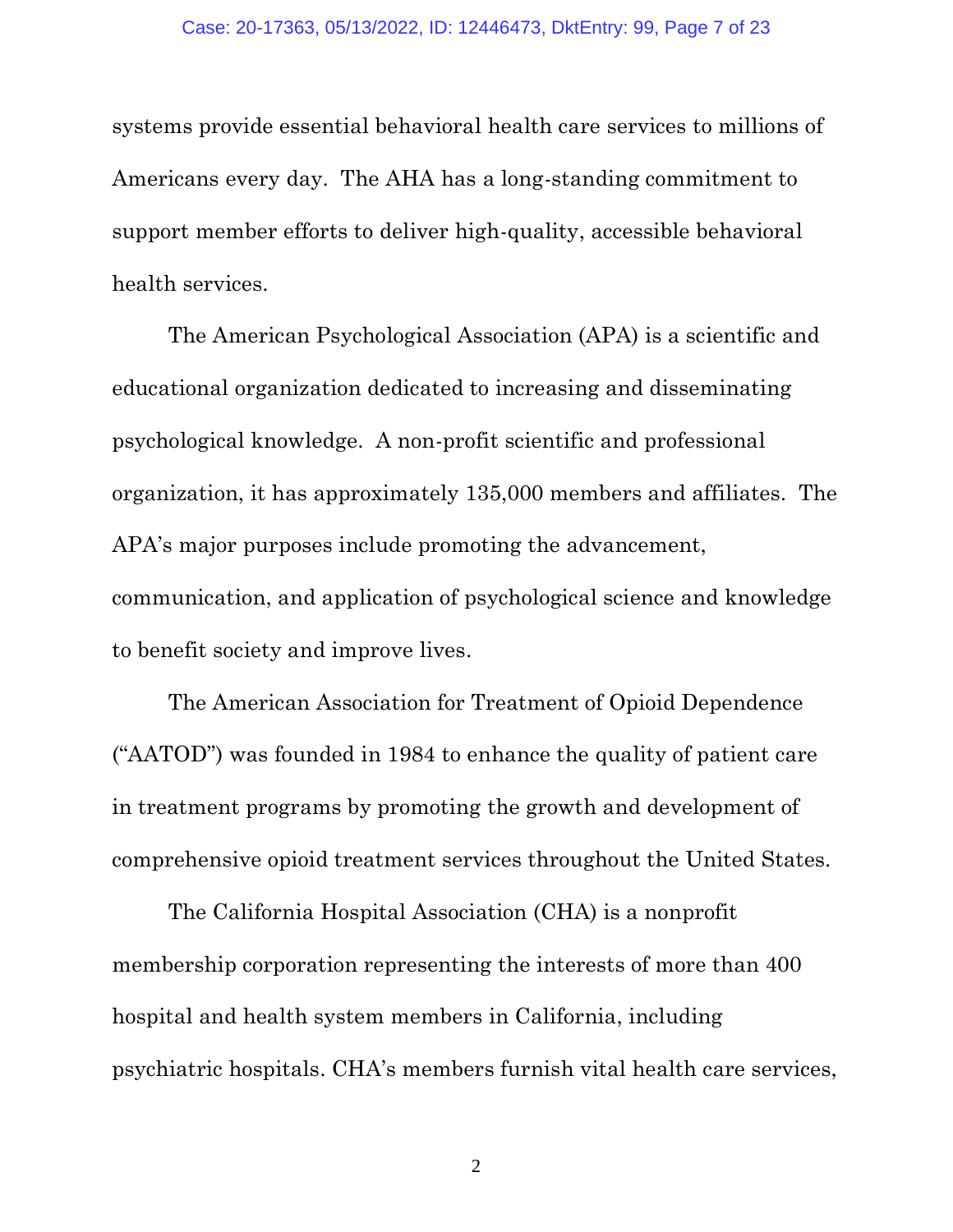systems provide essential behavioral health care services to millions of Americans every day. The AHA has a long-standing commitment to support member efforts to deliver high-quality, accessible behavioral health services.

The American Psychological Association (APA) is a scientific and educational organization dedicated to increasing and disseminating psychological knowledge. A non-profit scientific and professional organization, it has approximately 135,000 members and affiliates. The APA's major purposes include promoting the advancement, communication, and application of psychological science and knowledge to benefit society and improve lives.

The American Association for Treatment of Opioid Dependence ("AATOD") was founded in 1984 to enhance the quality of patient care in treatment programs by promoting the growth and development of comprehensive opioid treatment services throughout the United States.

The California Hospital Association (CHA) is a nonprofit membership corporation representing the interests of more than 400 hospital and health system members in California, including psychiatric hospitals. CHA's members furnish vital health care services,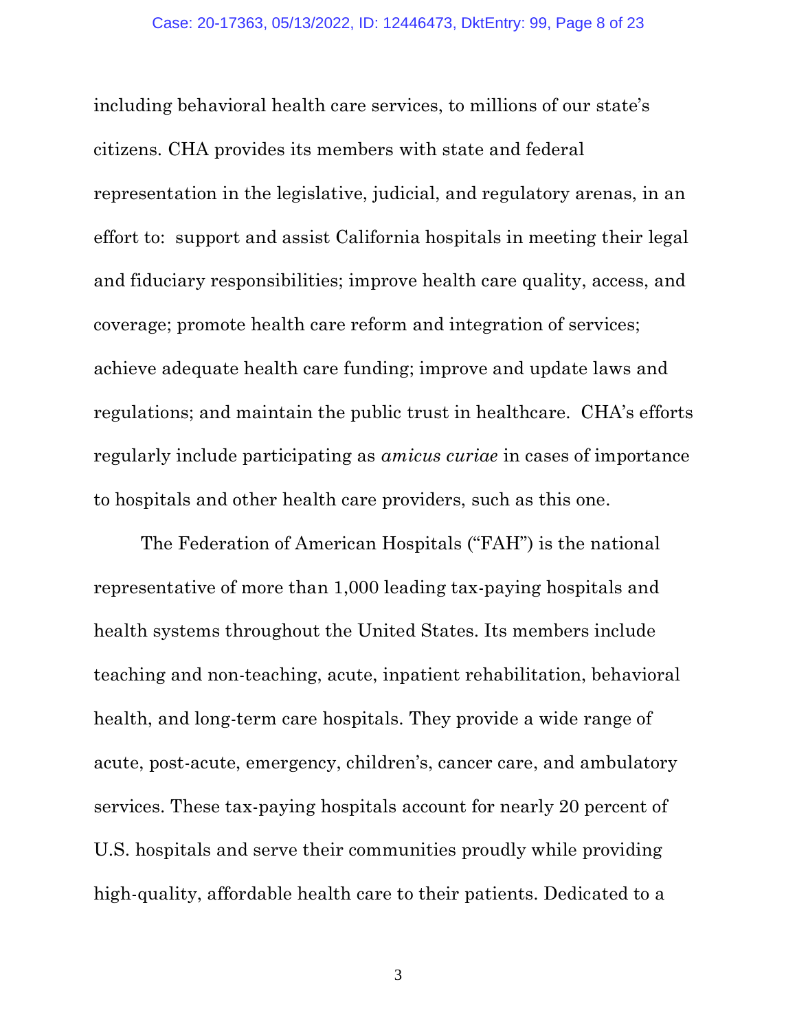including behavioral health care services, to millions of our state's citizens. CHA provides its members with state and federal representation in the legislative, judicial, and regulatory arenas, in an effort to: support and assist California hospitals in meeting their legal and fiduciary responsibilities; improve health care quality, access, and coverage; promote health care reform and integration of services; achieve adequate health care funding; improve and update laws and regulations; and maintain the public trust in healthcare. CHA's efforts regularly include participating as *amicus curiae* in cases of importance to hospitals and other health care providers, such as this one.

The Federation of American Hospitals ("FAH") is the national representative of more than 1,000 leading tax-paying hospitals and health systems throughout the United States. Its members include teaching and non-teaching, acute, inpatient rehabilitation, behavioral health, and long-term care hospitals. They provide a wide range of acute, post-acute, emergency, children's, cancer care, and ambulatory services. These tax-paying hospitals account for nearly 20 percent of U.S. hospitals and serve their communities proudly while providing high-quality, affordable health care to their patients. Dedicated to a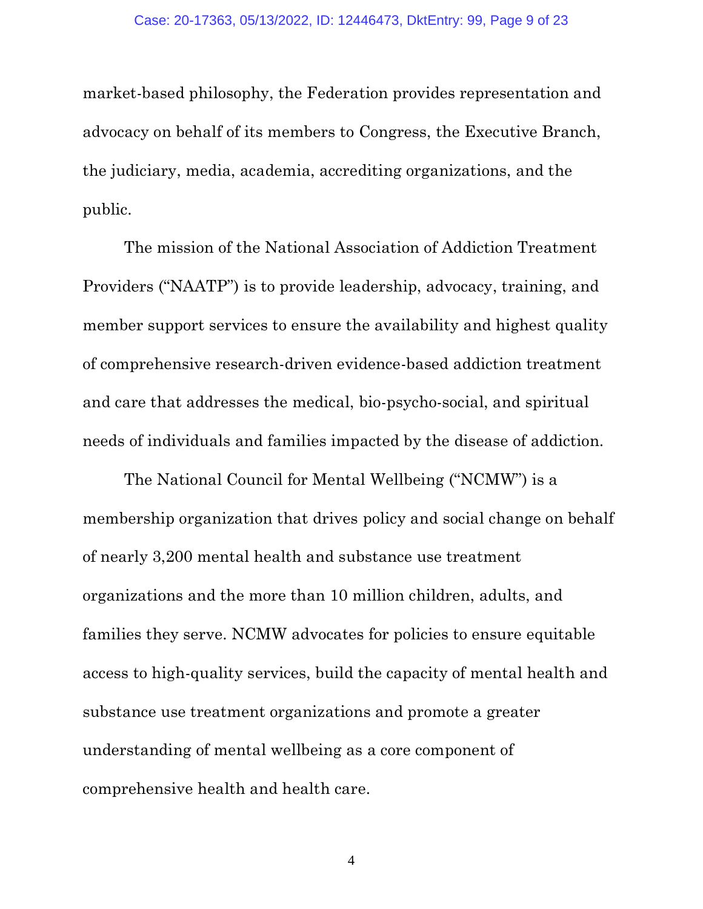market-based philosophy, the Federation provides representation and advocacy on behalf of its members to Congress, the Executive Branch, the judiciary, media, academia, accrediting organizations, and the public.

The mission of the National Association of Addiction Treatment Providers ("NAATP") is to provide leadership, advocacy, training, and member support services to ensure the availability and highest quality of comprehensive research-driven evidence-based addiction treatment and care that addresses the medical, bio-psycho-social, and spiritual needs of individuals and families impacted by the disease of addiction.

The National Council for Mental Wellbeing ("NCMW") is a membership organization that drives policy and social change on behalf of nearly 3,200 mental health and substance use treatment organizations and the more than 10 million children, adults, and families they serve. NCMW advocates for policies to ensure equitable access to high-quality services, build the capacity of mental health and substance use treatment organizations and promote a greater understanding of mental wellbeing as a core component of comprehensive health and health care.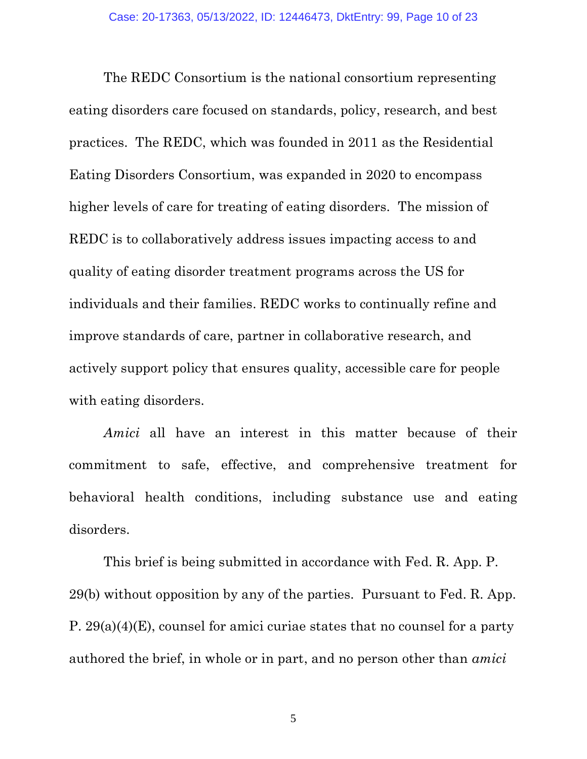The REDC Consortium is the national consortium representing eating disorders care focused on standards, policy, research, and best practices. The REDC, which was founded in 2011 as the Residential Eating Disorders Consortium, was expanded in 2020 to encompass higher levels of care for treating of eating disorders. The mission of REDC is to collaboratively address issues impacting access to and quality of eating disorder treatment programs across the US for individuals and their families. REDC works to continually refine and improve standards of care, partner in collaborative research, and actively support policy that ensures quality, accessible care for people with eating disorders.

*Amici* all have an interest in this matter because of their commitment to safe, effective, and comprehensive treatment for behavioral health conditions, including substance use and eating disorders.

This brief is being submitted in accordance with Fed. R. App. P. 29(b) without opposition by any of the parties. Pursuant to Fed. R. App. P. 29(a)(4)(E), counsel for amici curiae states that no counsel for a party authored the brief, in whole or in part, and no person other than *amici*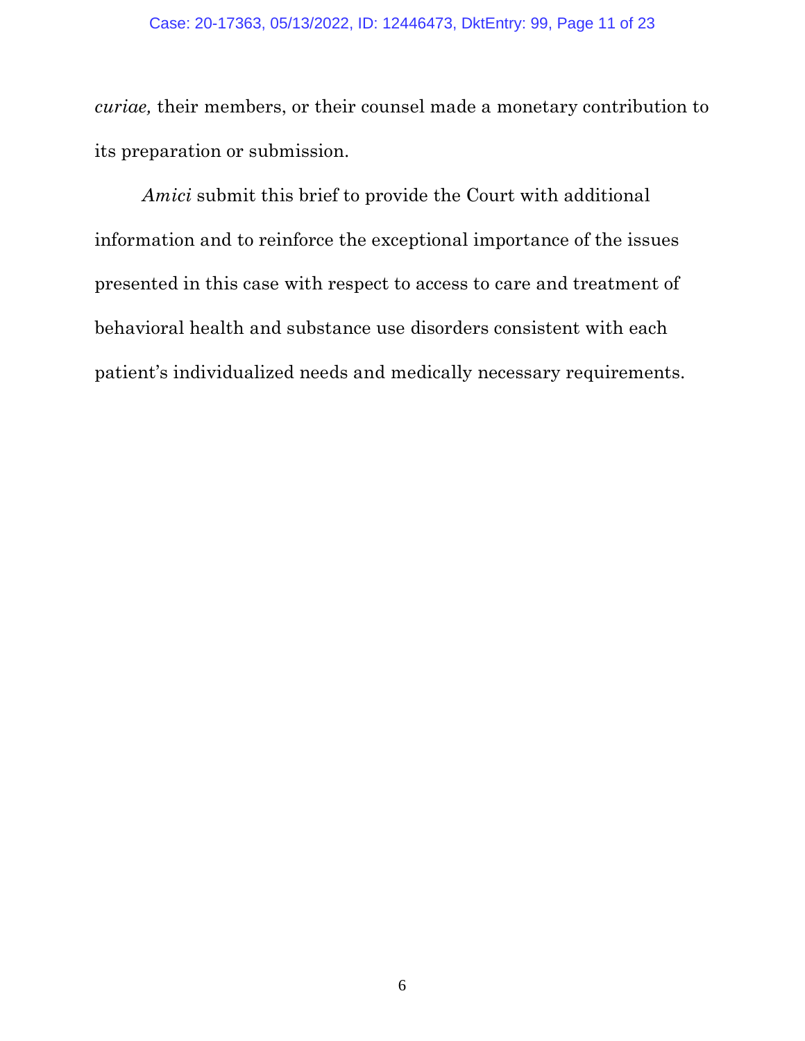*curiae,* their members, or their counsel made a monetary contribution to its preparation or submission.

*Amici* submit this brief to provide the Court with additional information and to reinforce the exceptional importance of the issues presented in this case with respect to access to care and treatment of behavioral health and substance use disorders consistent with each patient's individualized needs and medically necessary requirements.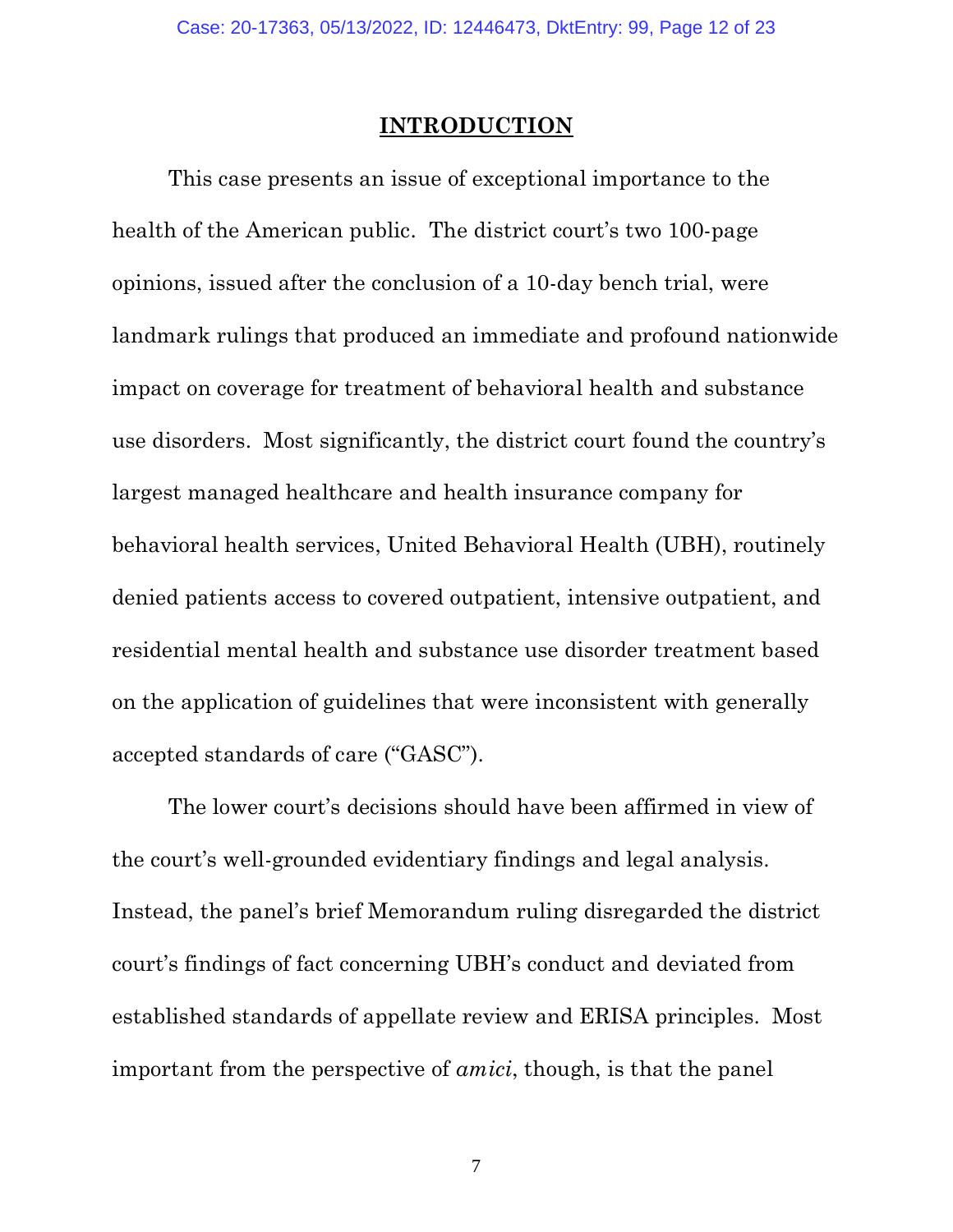## INTRODUCTION

This case presents an issue of exceptional importance to the health of the American public. The district court's two 100-page opinions, issued after the conclusion of a 10-day bench trial, were landmark rulings that produced an immediate and profound nationwide impact on coverage for treatment of behavioral health and substance use disorders. Most significantly, the district court found the country's largest managed healthcare and health insurance company for behavioral health services, United Behavioral Health (UBH), routinely denied patients access to covered outpatient, intensive outpatient, and residential mental health and substance use disorder treatment based on the application of guidelines that were inconsistent with generally accepted standards of care ("GASC").

The lower court's decisions should have been affirmed in view of the court's well-grounded evidentiary findings and legal analysis. Instead, the panel's brief Memorandum ruling disregarded the district court's findings of fact concerning UBH's conduct and deviated from established standards of appellate review and ERISA principles. Most important from the perspective of *amici*, though, is that the panel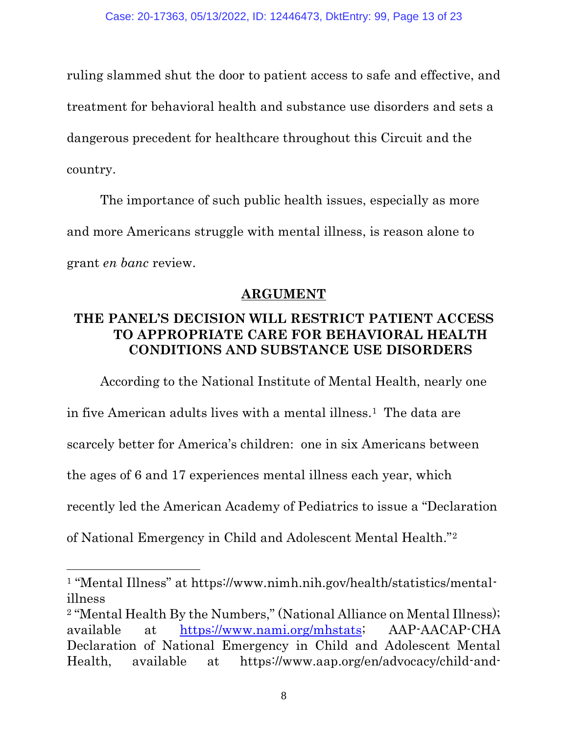ruling slammed shut the door to patient access to safe and effective, and treatment for behavioral health and substance use disorders and sets a dangerous precedent for healthcare throughout this Circuit and the country.

The importance of such public health issues, especially as more and more Americans struggle with mental illness, is reason alone to grant *en banc* review.

## ARGUMENT

### THE PANEL'S DECISION WILL RESTRICT PATIENT ACCESS TO APPROPRIATE CARE FOR BEHAVIORAL HEALTH CONDITIONS AND SUBSTANCE USE DISORDERS

According to the National Institute of Mental Health, nearly one in five American adults lives with a mental illness.[1] The data are scarcely better for America's children: one in six Americans between the ages of 6 and 17 experiences mental illness each year, which recently led the American Academy of Pediatrics to issue a "Declaration of National Emergency in Child and Adolescent Mental Health."[2]

---

[1] "Mental Illness" at https://www.nimh.nih.gov/health/statistics/mental-illness

[2] "Mental Health By the Numbers," (National Alliance on Mental Illness); available at https://www.nami.org/mhstats; AAP-AACAP-CHA Declaration of National Emergency in Child and Adolescent Mental Health, available at https://www.aap.org/en/advocacy/child-and-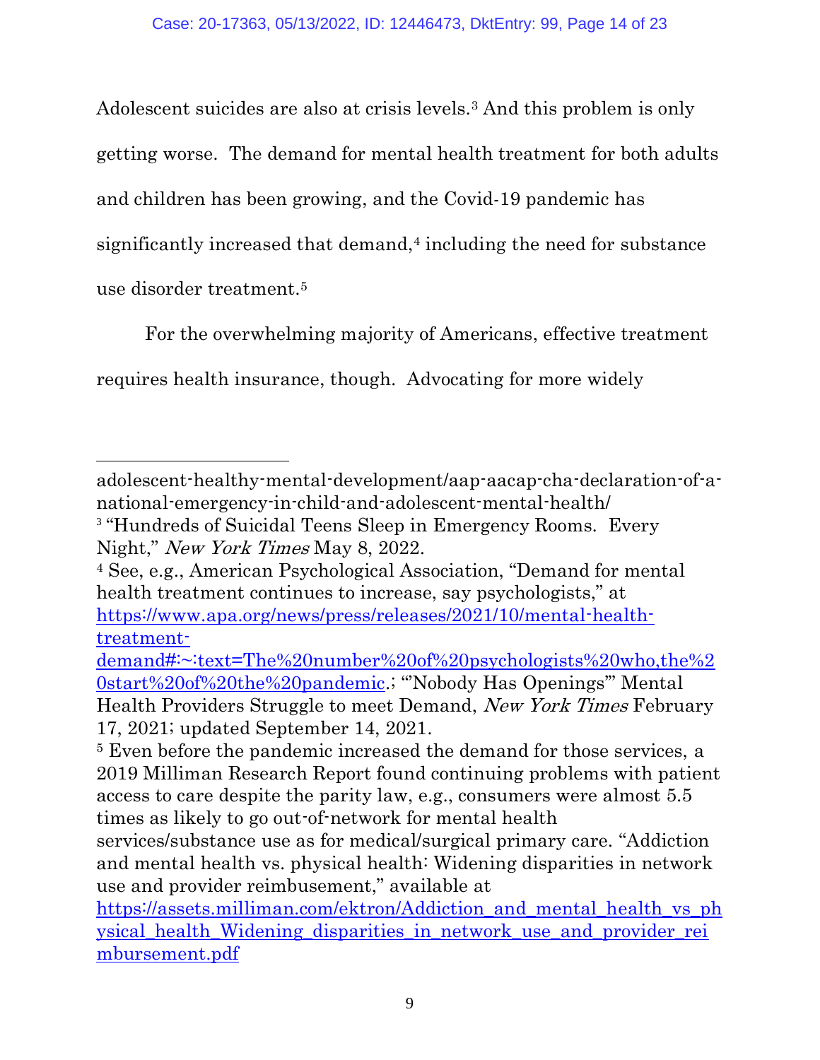Adolescent suicides are also at crisis levels.[3] And this problem is only getting worse. The demand for mental health treatment for both adults and children has been growing, and the Covid-19 pandemic has significantly increased that demand,[4] including the need for substance use disorder treatment.[5]

For the overwhelming majority of Americans, effective treatment requires health insurance, though. Advocating for more widely

---

adolescent-healthy-mental-development/aap-aacap-cha-declaration-of-a-national-emergency-in-child-and-adolescent-mental-health/

[3] "Hundreds of Suicidal Teens Sleep in Emergency Rooms. Every Night," *New York Times* May 8, 2022.

[4] See, e.g., American Psychological Association, "Demand for mental health treatment continues to increase, say psychologists," at [https://www.apa.org/news/press/releases/2021/10/mental-health-treatment-demand#:~:text=The%20number%20of%20psychologists%20who,the%20start%20of%20the%20pandemic](https://www.apa.org/news/press/releases/2021/10/mental-health-treatment-demand#:~:text=The%20number%20of%20psychologists%20who,the%20start%20of%20the%20pandemic).; "'Nobody Has Openings'" Mental Health Providers Struggle to meet Demand, *New York Times* February 17, 2021; updated September 14, 2021.

[5] Even before the pandemic increased the demand for those services, a 2019 Milliman Research Report found continuing problems with patient access to care despite the parity law, e.g., consumers were almost 5.5 times as likely to go out-of-network for mental health services/substance use as for medical/surgical primary care. "Addiction and mental health vs. physical health: Widening disparities in network use and provider reimbursement," available at [https://assets.milliman.com/ektron/Addiction_and_mental_health_vs_physical_health_Widening_disparities_in_network_use_and_provider_reimbursement.pdf](https://assets.milliman.com/ektron/Addiction_and_mental_health_vs_physical_health_Widening_disparities_in_network_use_and_provider_reimbursement.pdf)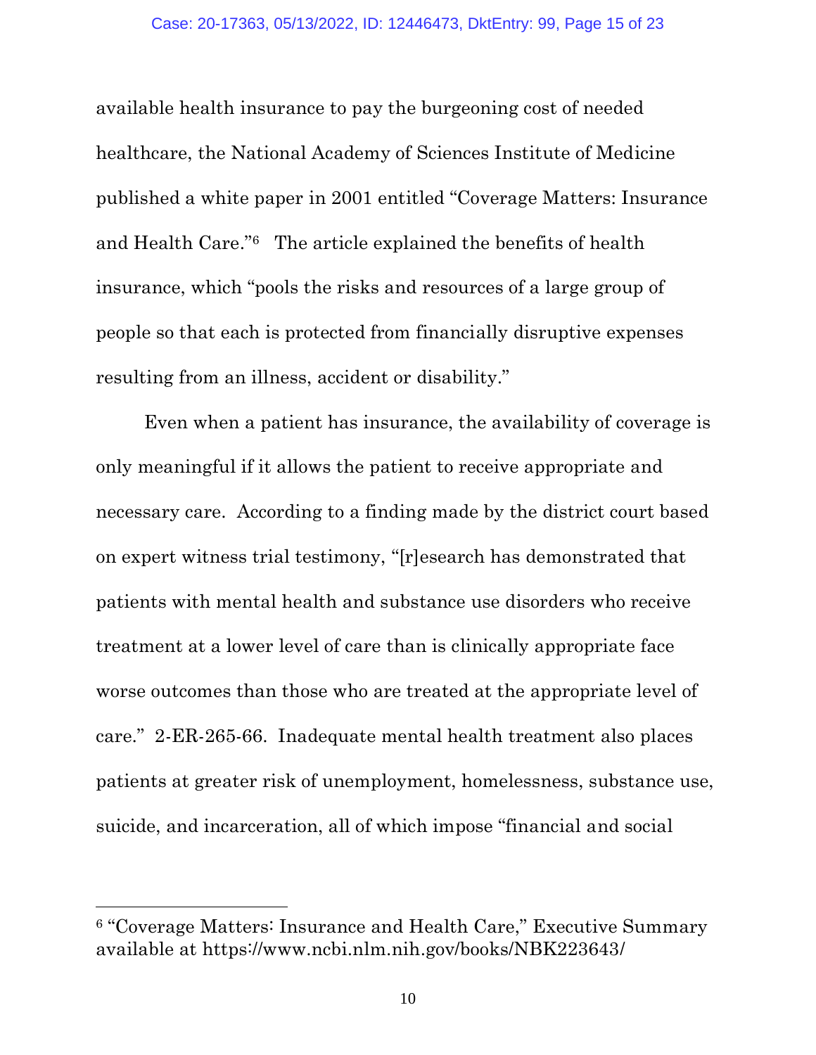available health insurance to pay the burgeoning cost of needed healthcare, the National Academy of Sciences Institute of Medicine published a white paper in 2001 entitled "Coverage Matters: Insurance and Health Care."[6] The article explained the benefits of health insurance, which "pools the risks and resources of a large group of people so that each is protected from financially disruptive expenses resulting from an illness, accident or disability."

Even when a patient has insurance, the availability of coverage is only meaningful if it allows the patient to receive appropriate and necessary care. According to a finding made by the district court based on expert witness trial testimony, "[r]esearch has demonstrated that patients with mental health and substance use disorders who receive treatment at a lower level of care than is clinically appropriate face worse outcomes than those who are treated at the appropriate level of care." 2-ER-265-66. Inadequate mental health treatment also places patients at greater risk of unemployment, homelessness, substance use, suicide, and incarceration, all of which impose "financial and social

---

[6] "Coverage Matters: Insurance and Health Care," Executive Summary available at https://www.ncbi.nlm.nih.gov/books/NBK223643/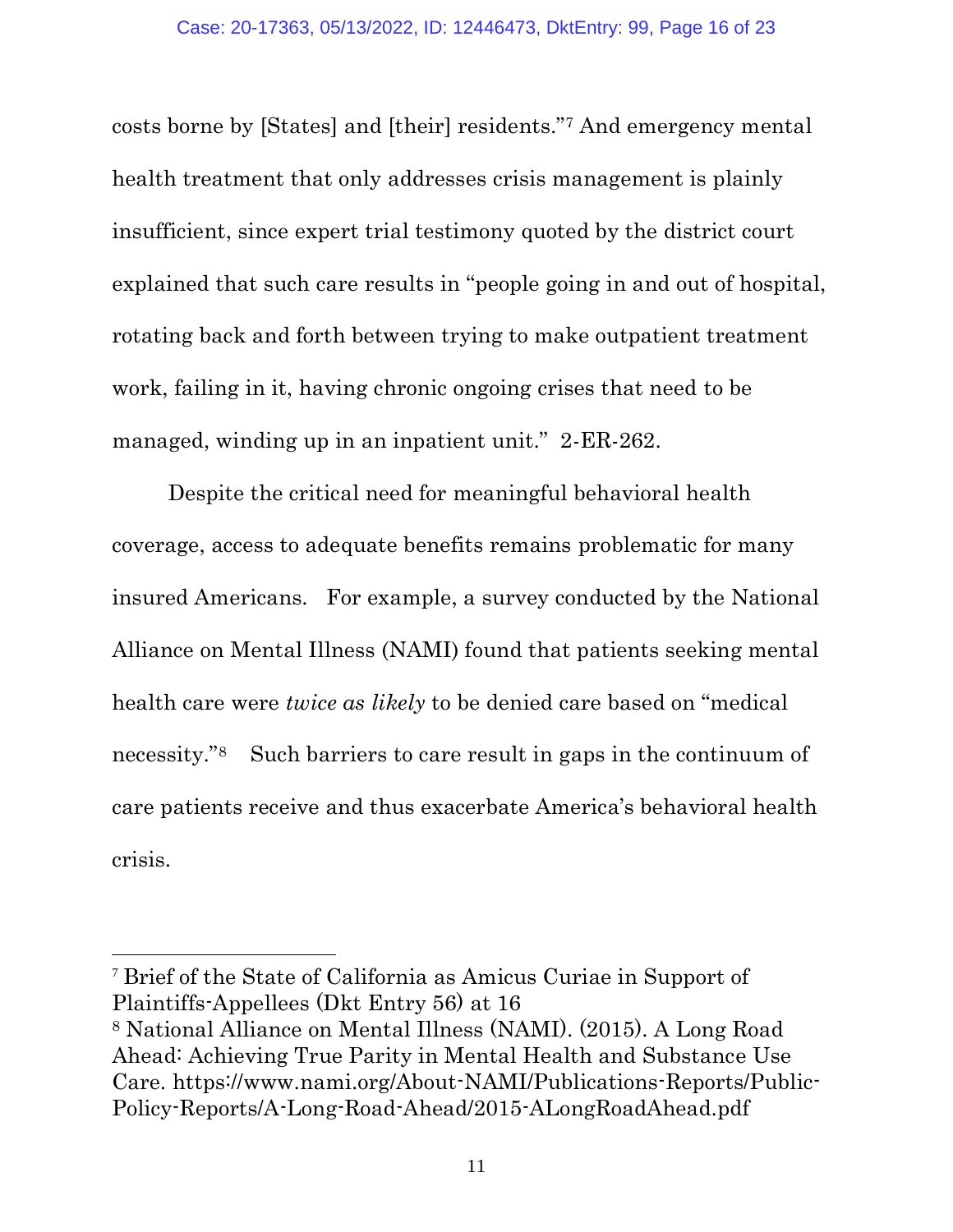costs borne by [States] and [their] residents."[7] And emergency mental health treatment that only addresses crisis management is plainly insufficient, since expert trial testimony quoted by the district court explained that such care results in "people going in and out of hospital, rotating back and forth between trying to make outpatient treatment work, failing in it, having chronic ongoing crises that need to be managed, winding up in an inpatient unit." 2-ER-262.

Despite the critical need for meaningful behavioral health coverage, access to adequate benefits remains problematic for many insured Americans. For example, a survey conducted by the National Alliance on Mental Illness (NAMI) found that patients seeking mental health care were *twice as likely* to be denied care based on "medical necessity."[8] Such barriers to care result in gaps in the continuum of care patients receive and thus exacerbate America's behavioral health crisis.

---

[7] Brief of the State of California as Amicus Curiae in Support of Plaintiffs-Appellees (Dkt Entry 56) at 16

[8] National Alliance on Mental Illness (NAMI). (2015). A Long Road Ahead: Achieving True Parity in Mental Health and Substance Use Care. https://www.nami.org/About-NAMI/Publications-Reports/Public-Policy-Reports/A-Long-Road-Ahead/2015-ALongRoadAhead.pdf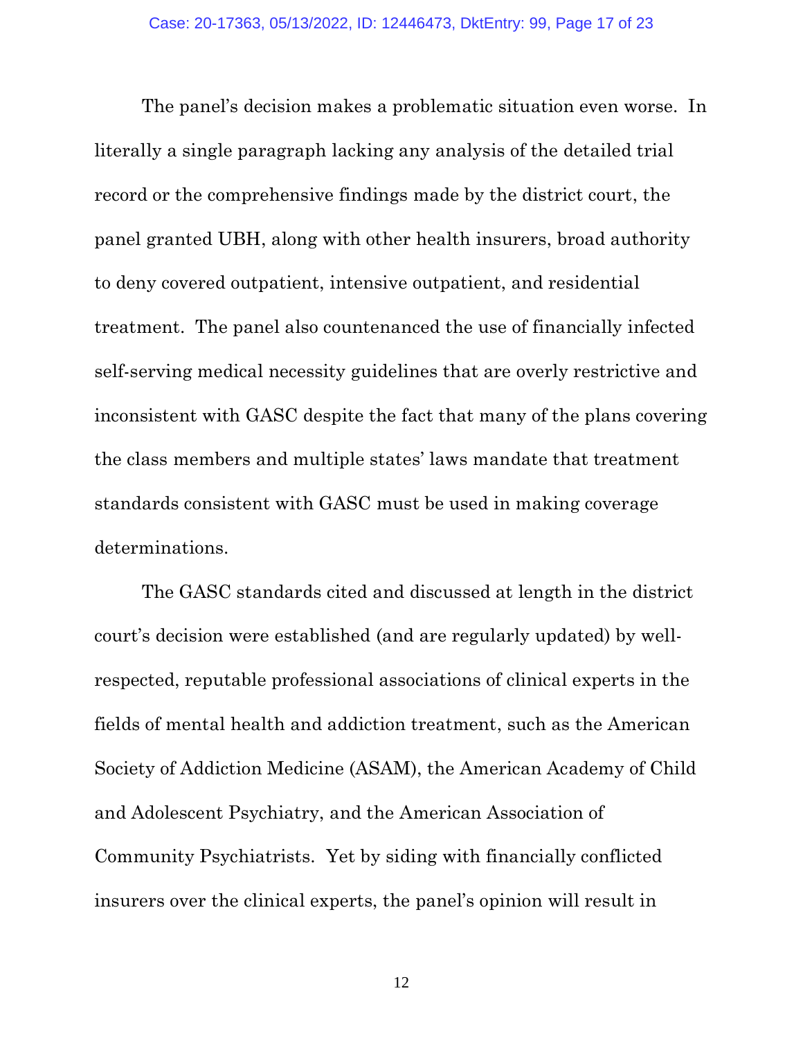The panel's decision makes a problematic situation even worse. In literally a single paragraph lacking any analysis of the detailed trial record or the comprehensive findings made by the district court, the panel granted UBH, along with other health insurers, broad authority to deny covered outpatient, intensive outpatient, and residential treatment. The panel also countenanced the use of financially infected self-serving medical necessity guidelines that are overly restrictive and inconsistent with GASC despite the fact that many of the plans covering the class members and multiple states' laws mandate that treatment standards consistent with GASC must be used in making coverage determinations.

The GASC standards cited and discussed at length in the district court's decision were established (and are regularly updated) by well-respected, reputable professional associations of clinical experts in the fields of mental health and addiction treatment, such as the American Society of Addiction Medicine (ASAM), the American Academy of Child and Adolescent Psychiatry, and the American Association of Community Psychiatrists. Yet by siding with financially conflicted insurers over the clinical experts, the panel's opinion will result in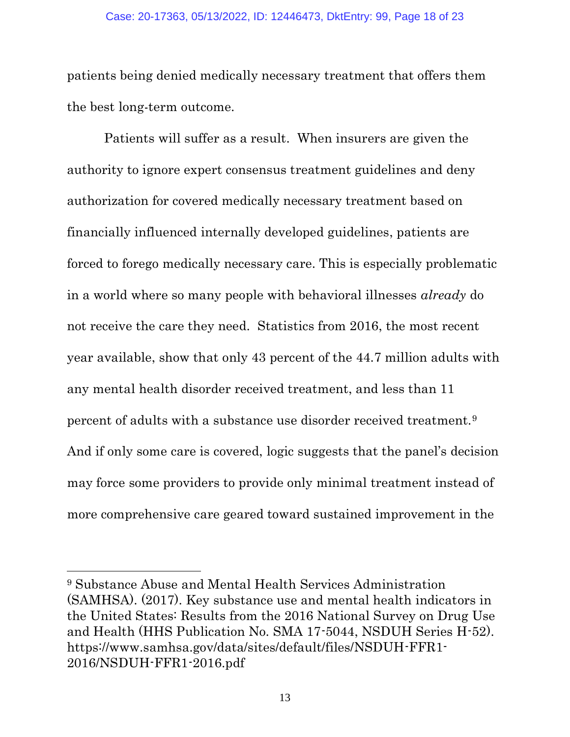patients being denied medically necessary treatment that offers them the best long-term outcome.

Patients will suffer as a result. When insurers are given the authority to ignore expert consensus treatment guidelines and deny authorization for covered medically necessary treatment based on financially influenced internally developed guidelines, patients are forced to forego medically necessary care. This is especially problematic in a world where so many people with behavioral illnesses *already* do not receive the care they need. Statistics from 2016, the most recent year available, show that only 43 percent of the 44.7 million adults with any mental health disorder received treatment, and less than 11 percent of adults with a substance use disorder received treatment.[9] And if only some care is covered, logic suggests that the panel's decision may force some providers to provide only minimal treatment instead of more comprehensive care geared toward sustained improvement in the

---

[9] Substance Abuse and Mental Health Services Administration (SAMHSA). (2017). Key substance use and mental health indicators in the United States: Results from the 2016 National Survey on Drug Use and Health (HHS Publication No. SMA 17-5044, NSDUH Series H-52). https://www.samhsa.gov/data/sites/default/files/NSDUH-FFR1-2016/NSDUH-FFR1-2016.pdf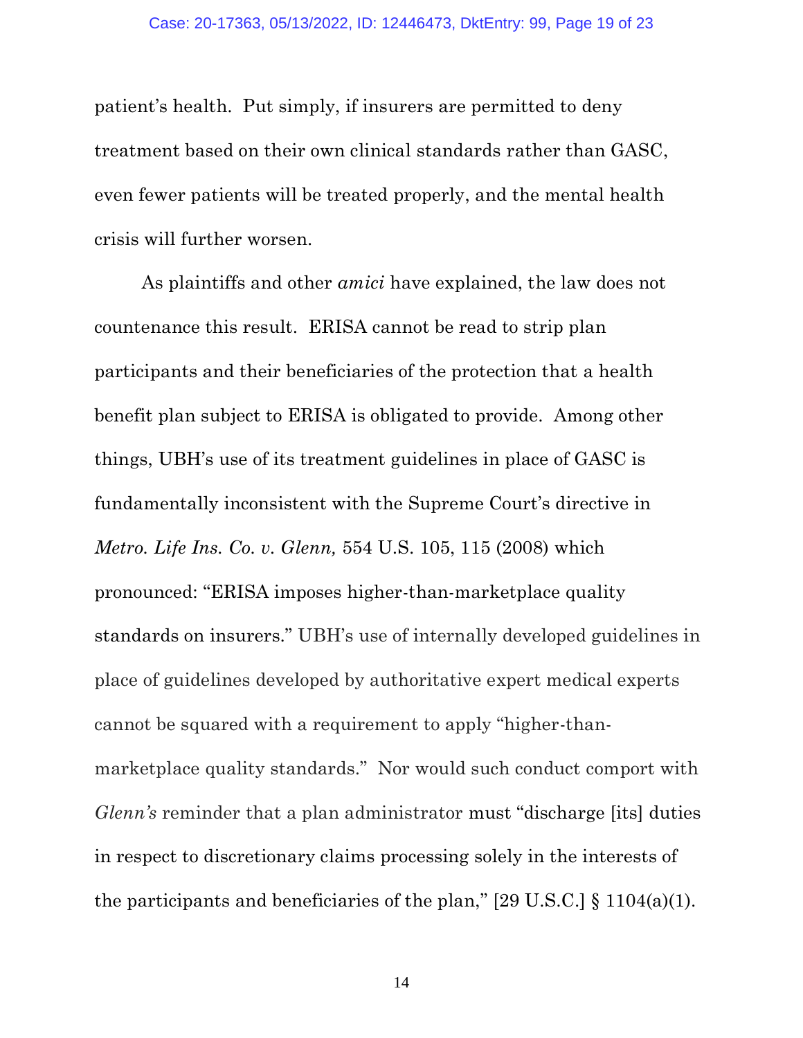patient's health. Put simply, if insurers are permitted to deny treatment based on their own clinical standards rather than GASC, even fewer patients will be treated properly, and the mental health crisis will further worsen.

As plaintiffs and other *amici* have explained, the law does not countenance this result. ERISA cannot be read to strip plan participants and their beneficiaries of the protection that a health benefit plan subject to ERISA is obligated to provide. Among other things, UBH's use of its treatment guidelines in place of GASC is fundamentally inconsistent with the Supreme Court's directive in *Metro. Life Ins. Co. v. Glenn,* 554 U.S. 105, 115 (2008) which pronounced: "ERISA imposes higher-than-marketplace quality standards on insurers." UBH's use of internally developed guidelines in place of guidelines developed by authoritative expert medical experts cannot be squared with a requirement to apply "higher-than-marketplace quality standards." Nor would such conduct comport with *Glenn's* reminder that a plan administrator must "discharge [its] duties in respect to discretionary claims processing solely in the interests of the participants and beneficiaries of the plan," [29 U.S.C.] § 1104(a)(1).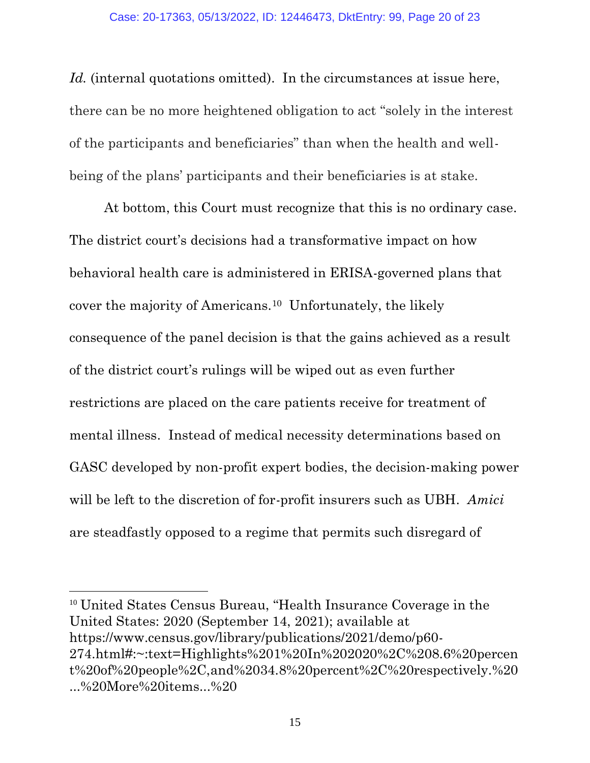*Id.* (internal quotations omitted). In the circumstances at issue here, there can be no more heightened obligation to act "solely in the interest of the participants and beneficiaries" than when the health and well-being of the plans' participants and their beneficiaries is at stake.

At bottom, this Court must recognize that this is no ordinary case. The district court's decisions had a transformative impact on how behavioral health care is administered in ERISA-governed plans that cover the majority of Americans.[10] Unfortunately, the likely consequence of the panel decision is that the gains achieved as a result of the district court's rulings will be wiped out as even further restrictions are placed on the care patients receive for treatment of mental illness. Instead of medical necessity determinations based on GASC developed by non-profit expert bodies, the decision-making power will be left to the discretion of for-profit insurers such as UBH. *Amici* are steadfastly opposed to a regime that permits such disregard of

---

[10] United States Census Bureau, "Health Insurance Coverage in the United States: 2020 (September 14, 2021); available at https://www.census.gov/library/publications/2021/demo/p60-274.html#:~:text=Highlights%201%20In%202020%2C%208.6%20percent%20of%20people%2C,and%2034.8%20percent%2C%20respectively.%20...%20More%20items...%20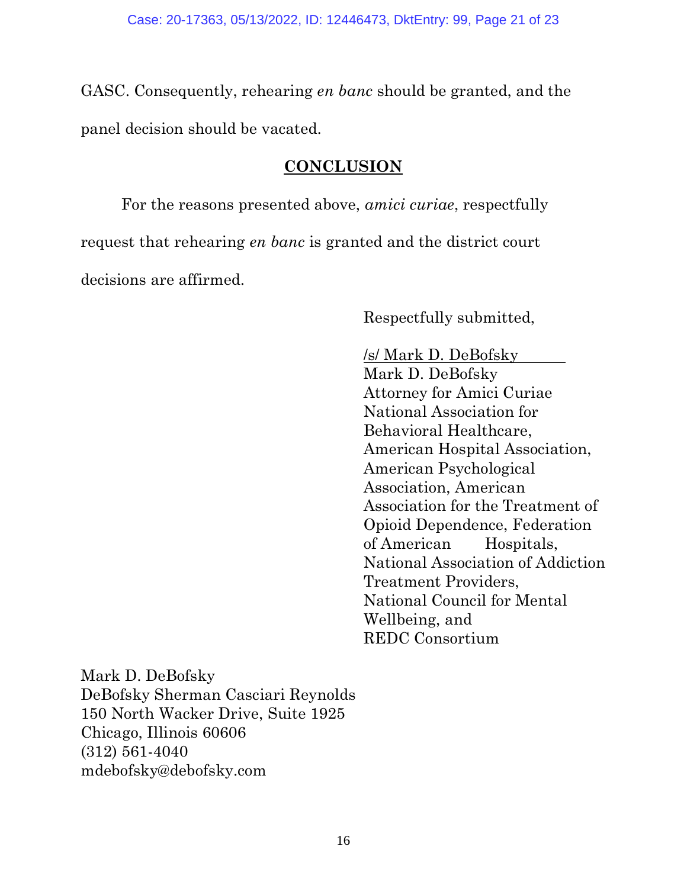GASC. Consequently, rehearing *en banc* should be granted, and the panel decision should be vacated.

## CONCLUSION

For the reasons presented above, *amici curiae*, respectfully request that rehearing *en banc* is granted and the district court decisions are affirmed.

Respectfully submitted,

/s/ Mark D. DeBofsky
Mark D. DeBofsky
Attorney for Amici Curiae
National Association for Behavioral Healthcare,
American Hospital Association,
American Psychological Association, American Association for the Treatment of Opioid Dependence, Federation of American Hospitals,
National Association of Addiction Treatment Providers,
National Council for Mental Wellbeing, and
REDC Consortium

Mark D. DeBofsky
DeBofsky Sherman Casciari Reynolds
150 North Wacker Drive, Suite 1925
Chicago, Illinois 60606
(312) 561-4040
mdebofsky@debofsky.com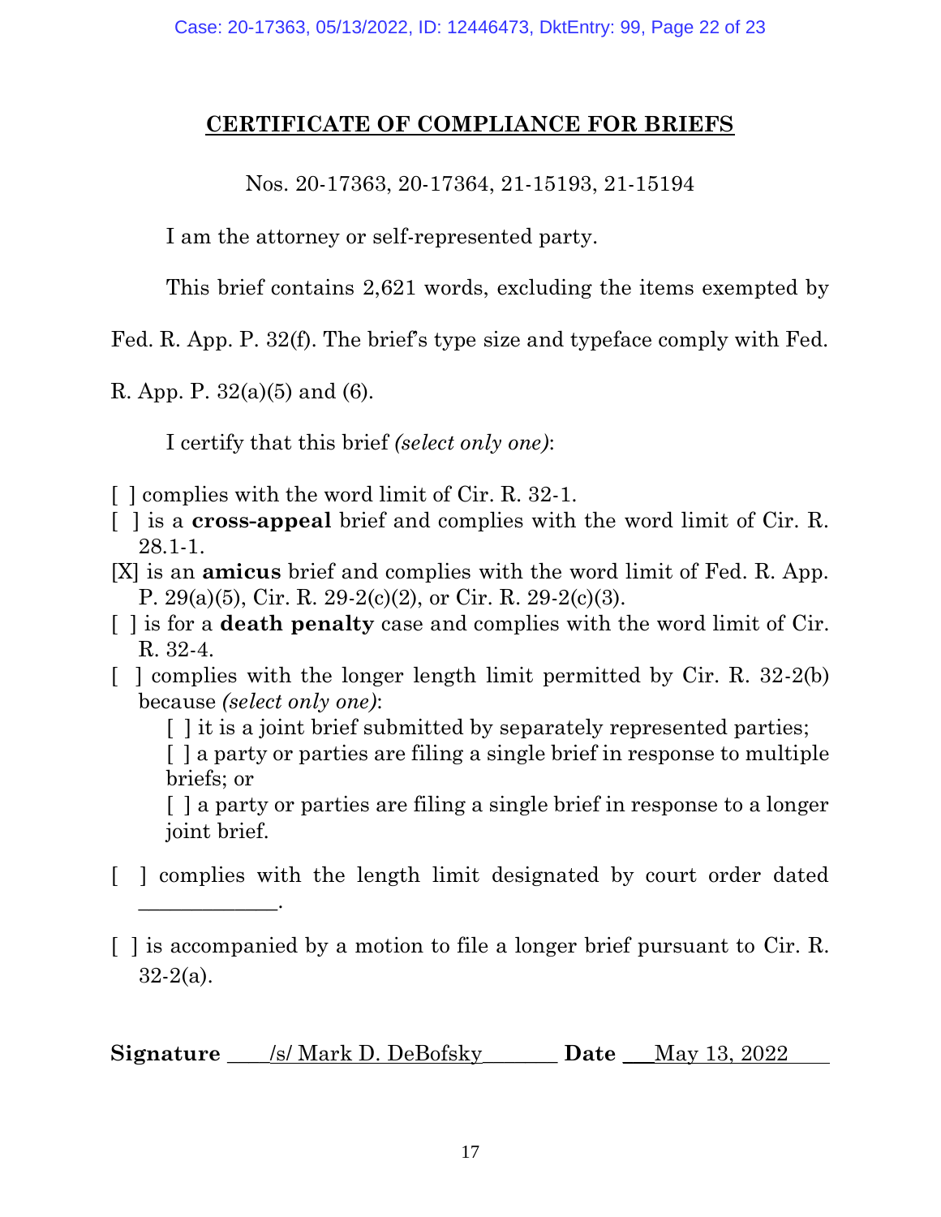## CERTIFICATE OF COMPLIANCE FOR BRIEFS

Nos. 20-17363, 20-17364, 21-15193, 21-15194

I am the attorney or self-represented party.

This brief contains 2,621 words, excluding the items exempted by Fed. R. App. P. 32(f). The brief's type size and typeface comply with Fed. R. App. P. 32(a)(5) and (6).

I certify that this brief *(select only one)*:

[ ] complies with the word limit of Cir. R. 32-1.

[ ] is a **cross-appeal** brief and complies with the word limit of Cir. R. 28.1-1.

[X] is an **amicus** brief and complies with the word limit of Fed. R. App. P. 29(a)(5), Cir. R. 29-2(c)(2), or Cir. R. 29-2(c)(3).

[ ] is for a **death penalty** case and complies with the word limit of Cir. R. 32-4.

[ ] complies with the longer length limit permitted by Cir. R. 32-2(b) because *(select only one)*:

[ ] it is a joint brief submitted by separately represented parties;

[ ] a party or parties are filing a single brief in response to multiple briefs; or

[ ] a party or parties are filing a single brief in response to a longer joint brief.

[ ] complies with the length limit designated by court order dated \_\_\_\_\_\_\_\_\_\_\_\_\_.

[ ] is accompanied by a motion to file a longer brief pursuant to Cir. R. 32-2(a).

**Signature** /s/ Mark D. DeBofsky **Date** May 13, 2022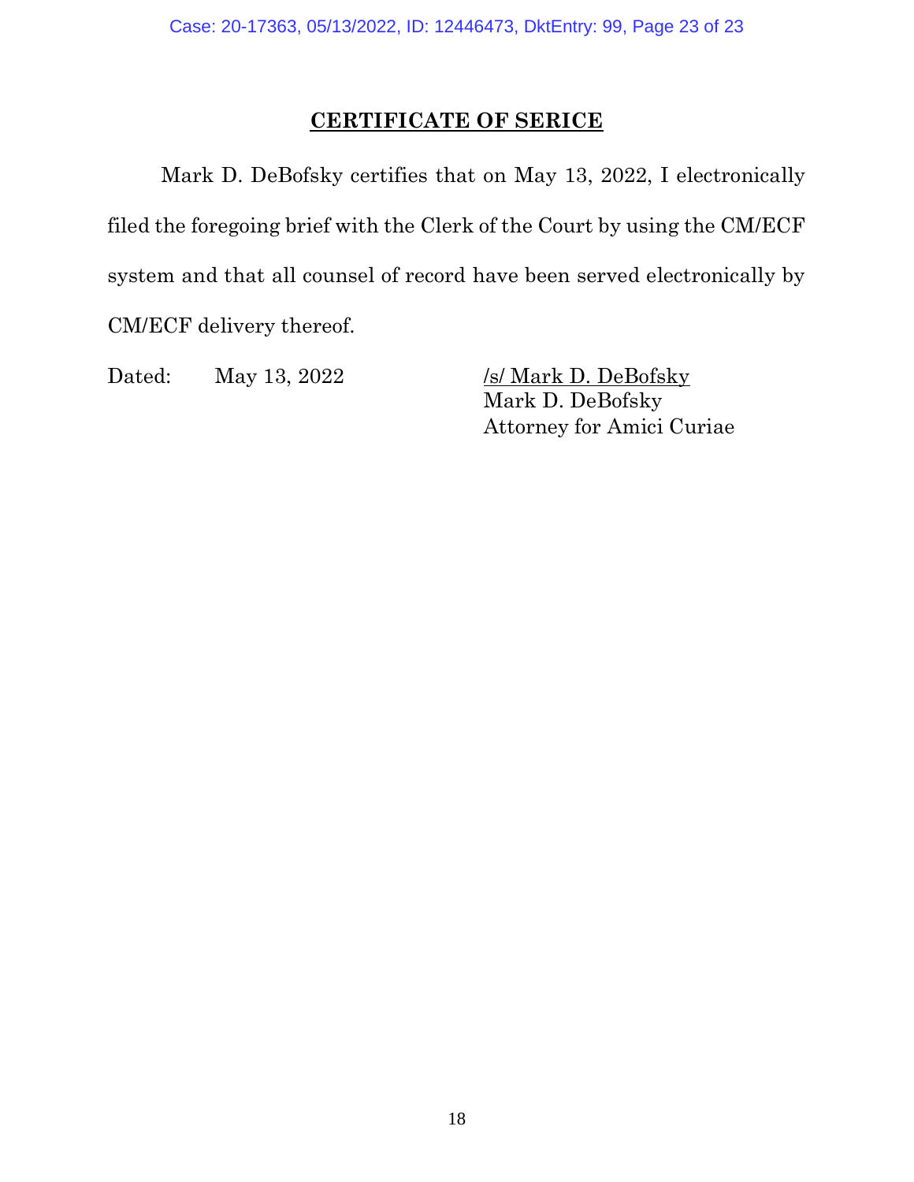## CERTIFICATE OF SERICE

Mark D. DeBofsky certifies that on May 13, 2022, I electronically filed the foregoing brief with the Clerk of the Court by using the CM/ECF system and that all counsel of record have been served electronically by CM/ECF delivery thereof.

Dated: May 13, 2022

/s/ Mark D. DeBofsky
Mark D. DeBofsky
Attorney for Amici Curiae